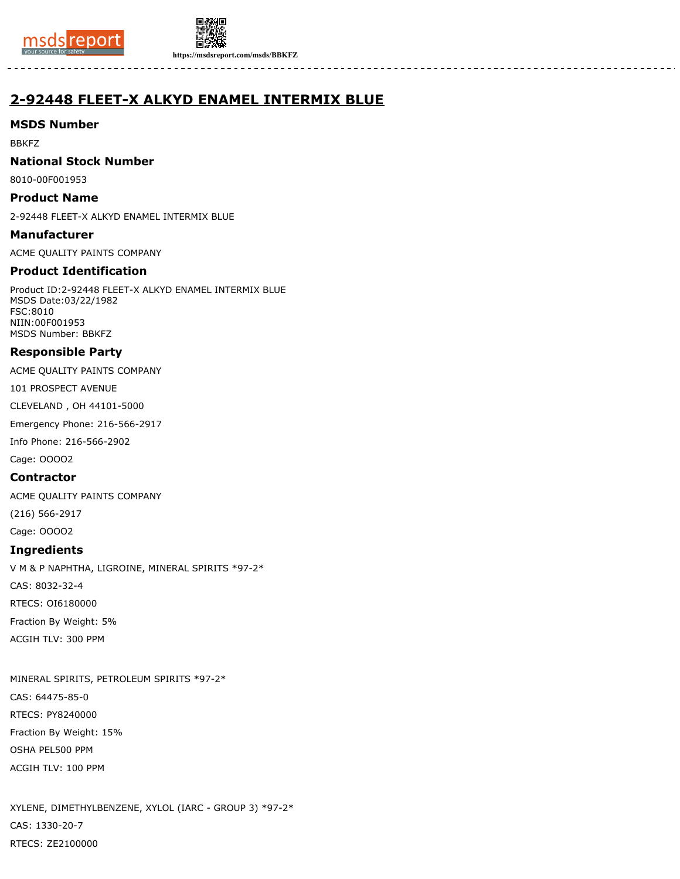# 2-92448 FLEET-X ALKYD ENAMEL INTERMIX BLUE

## MSDS Number

BBKFZ

## National Stock Number

8010-00F001953

## Product Name

2-92448 FLEET-X ALKYD ENAMEL INTERMIX BLUE

## Manufacturer

ACME QUALITY PAINTS COMPANY

## Product Identification

Product ID:2-92448 FLEET-X ALKYD ENAMEL INTERMIX BLUE
MSDS Date:03/22/1982
FSC:8010
NIIN:00F001953
MSDS Number: BBKFZ

## Responsible Party

ACME QUALITY PAINTS COMPANY

101 PROSPECT AVENUE

CLEVELAND , OH 44101-5000

Emergency Phone: 216-566-2917

Info Phone: 216-566-2902

Cage: OOOO2

## Contractor

ACME QUALITY PAINTS COMPANY

(216) 566-2917

Cage: OOOO2

## Ingredients

V M & P NAPHTHA, LIGROINE, MINERAL SPIRITS *97-2*

CAS: 8032-32-4

RTECS: OI6180000

Fraction By Weight: 5%

ACGIH TLV: 300 PPM

MINERAL SPIRITS, PETROLEUM SPIRITS *97-2*

CAS: 64475-85-0

RTECS: PY8240000

Fraction By Weight: 15%

OSHA PEL500 PPM

ACGIH TLV: 100 PPM

XYLENE, DIMETHYLBENZENE, XYLOL (IARC - GROUP 3) *97-2*

CAS: 1330-20-7

RTECS: ZE2100000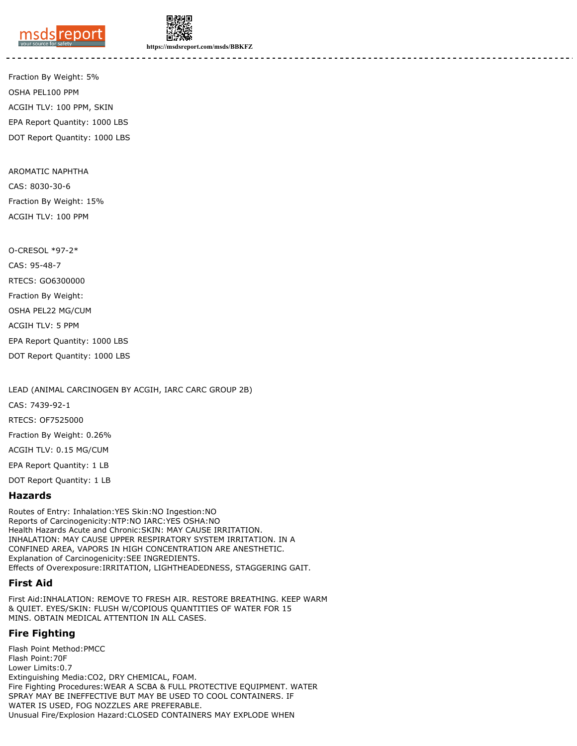Fraction By Weight: 5%

OSHA PEL100 PPM

ACGIH TLV: 100 PPM, SKIN

EPA Report Quantity: 1000 LBS

DOT Report Quantity: 1000 LBS

AROMATIC NAPHTHA

CAS: 8030-30-6

Fraction By Weight: 15%

ACGIH TLV: 100 PPM

O-CRESOL *97-2*

CAS: 95-48-7

RTECS: GO6300000

Fraction By Weight:

OSHA PEL22 MG/CUM

ACGIH TLV: 5 PPM

EPA Report Quantity: 1000 LBS

DOT Report Quantity: 1000 LBS

LEAD (ANIMAL CARCINOGEN BY ACGIH, IARC CARC GROUP 2B)

CAS: 7439-92-1

RTECS: OF7525000

Fraction By Weight: 0.26%

ACGIH TLV: 0.15 MG/CUM

EPA Report Quantity: 1 LB

DOT Report Quantity: 1 LB

## Hazards

Routes of Entry: Inhalation:YES Skin:NO Ingestion:NO
Reports of Carcinogenicity:NTP:NO IARC:YES OSHA:NO
Health Hazards Acute and Chronic:SKIN: MAY CAUSE IRRITATION.
INHALATION: MAY CAUSE UPPER RESPIRATORY SYSTEM IRRITATION. IN A
CONFINED AREA, VAPORS IN HIGH CONCENTRATION ARE ANESTHETIC.
Explanation of Carcinogenicity:SEE INGREDIENTS.
Effects of Overexposure:IRRITATION, LIGHTHEADEDNESS, STAGGERING GAIT.

## First Aid

First Aid:INHALATION: REMOVE TO FRESH AIR. RESTORE BREATHING. KEEP WARM
& QUIET. EYES/SKIN: FLUSH W/COPIOUS QUANTITIES OF WATER FOR 15
MINS. OBTAIN MEDICAL ATTENTION IN ALL CASES.

## Fire Fighting

Flash Point Method:PMCC
Flash Point:70F
Lower Limits:0.7
Extinguishing Media:CO2, DRY CHEMICAL, FOAM.
Fire Fighting Procedures:WEAR A SCBA & FULL PROTECTIVE EQUIPMENT. WATER
SPRAY MAY BE INEFFECTIVE BUT MAY BE USED TO COOL CONTAINERS. IF
WATER IS USED, FOG NOZZLES ARE PREFERABLE.
Unusual Fire/Explosion Hazard:CLOSED CONTAINERS MAY EXPLODE WHEN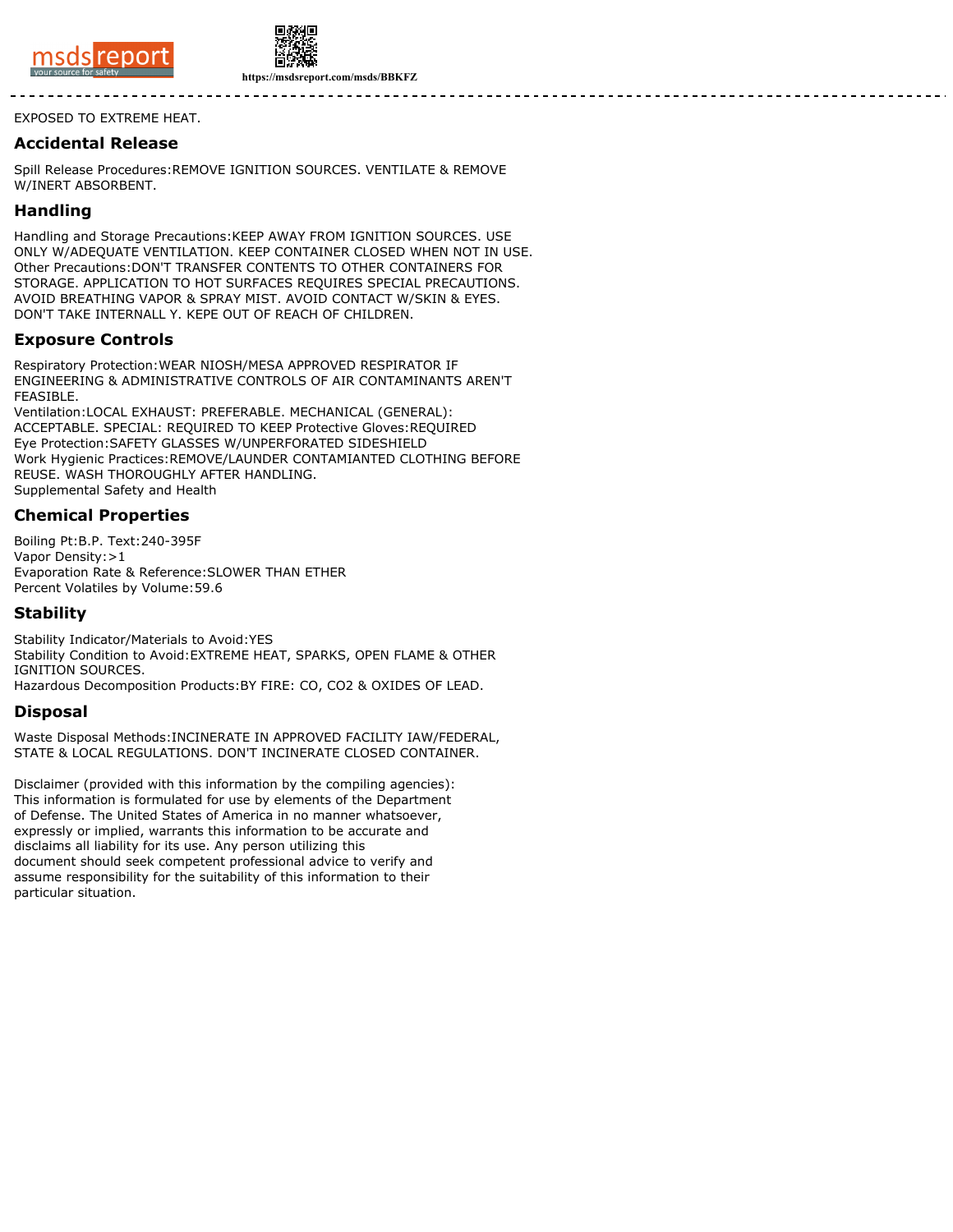EXPOSED TO EXTREME HEAT.

## Accidental Release

Spill Release Procedures:REMOVE IGNITION SOURCES. VENTILATE & REMOVE W/INERT ABSORBENT.

## Handling

Handling and Storage Precautions:KEEP AWAY FROM IGNITION SOURCES. USE ONLY W/ADEQUATE VENTILATION. KEEP CONTAINER CLOSED WHEN NOT IN USE.
Other Precautions:DON'T TRANSFER CONTENTS TO OTHER CONTAINERS FOR STORAGE. APPLICATION TO HOT SURFACES REQUIRES SPECIAL PRECAUTIONS. AVOID BREATHING VAPOR & SPRAY MIST. AVOID CONTACT W/SKIN & EYES. DON'T TAKE INTERNALL Y. KEPE OUT OF REACH OF CHILDREN.

## Exposure Controls

Respiratory Protection:WEAR NIOSH/MESA APPROVED RESPIRATOR IF ENGINEERING & ADMINISTRATIVE CONTROLS OF AIR CONTAMINANTS AREN'T FEASIBLE.
Ventilation:LOCAL EXHAUST: PREFERABLE. MECHANICAL (GENERAL): ACCEPTABLE. SPECIAL: REQUIRED TO KEEP Protective Gloves:REQUIRED
Eye Protection:SAFETY GLASSES W/UNPERFORATED SIDESHIELD
Work Hygienic Practices:REMOVE/LAUNDER CONTAMIANTED CLOTHING BEFORE REUSE. WASH THOROUGHLY AFTER HANDLING.
Supplemental Safety and Health

## Chemical Properties

Boiling Pt:B.P. Text:240-395F
Vapor Density:>1
Evaporation Rate & Reference:SLOWER THAN ETHER
Percent Volatiles by Volume:59.6

## Stability

Stability Indicator/Materials to Avoid:YES
Stability Condition to Avoid:EXTREME HEAT, SPARKS, OPEN FLAME & OTHER IGNITION SOURCES.
Hazardous Decomposition Products:BY FIRE: CO, $CO_2$ & OXIDES OF LEAD.

## Disposal

Waste Disposal Methods:INCINERATE IN APPROVED FACILITY IAW/FEDERAL, STATE & LOCAL REGULATIONS. DON'T INCINERATE CLOSED CONTAINER.

Disclaimer (provided with this information by the compiling agencies): This information is formulated for use by elements of the Department of Defense. The United States of America in no manner whatsoever, expressly or implied, warrants this information to be accurate and disclaims all liability for its use. Any person utilizing this document should seek competent professional advice to verify and assume responsibility for the suitability of this information to their particular situation.